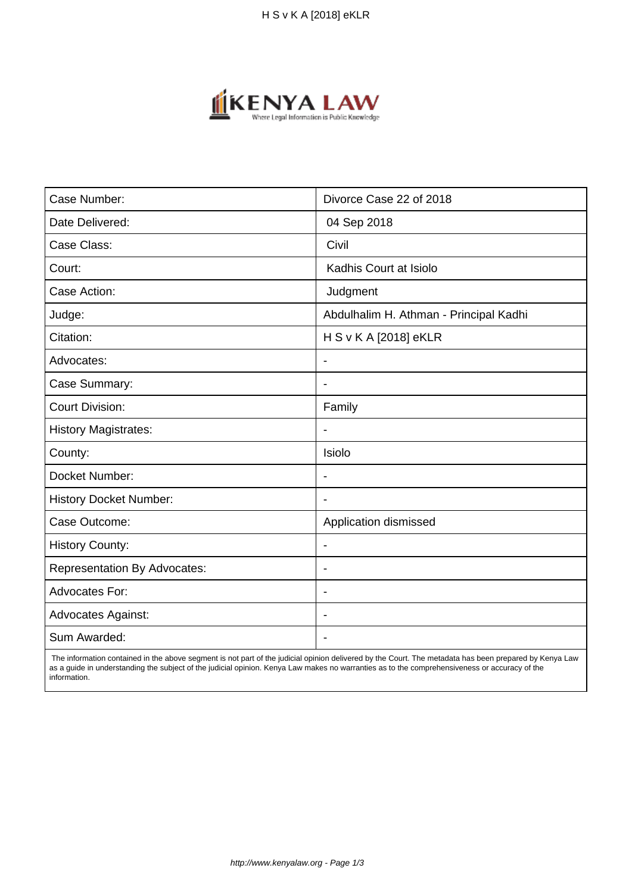| Case Number: | Divorce Case 22 of 2018 |
|---|---|
| Date Delivered: | 04 Sep 2018 |
| Case Class: | Civil |
| Court: | Kadhis Court at Isiolo |
| Case Action: | Judgment |
| Judge: | Abdulhalim H. Athman - Principal Kadhi |
| Citation: | H S v K A [2018] eKLR |
| Advocates: | - |
| Case Summary: | - |
| Court Division: | Family |
| History Magistrates: | - |
| County: | Isiolo |
| Docket Number: | - |
| History Docket Number: | - |
| Case Outcome: | Application dismissed |
| History County: | - |
| Representation By Advocates: | - |
| Advocates For: | - |
| Advocates Against: | - |
| Sum Awarded: | - |

The information contained in the above segment is not part of the judicial opinion delivered by the Court. The metadata has been prepared by Kenya Law as a guide in understanding the subject of the judicial opinion. Kenya Law makes no warranties as to the comprehensiveness or accuracy of the information.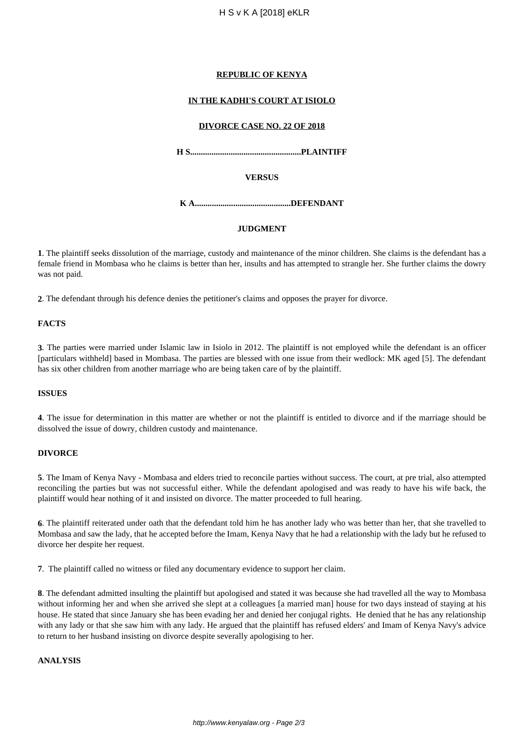**REPUBLIC OF KENYA**

**IN THE KADHI'S COURT AT ISIOLO**

**DIVORCE CASE NO. 22 OF 2018**

**H S....................................................PLAINTIFF**

**VERSUS**

**K A.............................................DEFENDANT**

**JUDGMENT**

**1**. The plaintiff seeks dissolution of the marriage, custody and maintenance of the minor children. She claims is the defendant has a female friend in Mombasa who he claims is better than her, insults and has attempted to strangle her. She further claims the dowry was not paid.

**2**. The defendant through his defence denies the petitioner's claims and opposes the prayer for divorce.

**FACTS**

**3**. The parties were married under Islamic law in Isiolo in 2012. The plaintiff is not employed while the defendant is an officer [particulars withheld] based in Mombasa. The parties are blessed with one issue from their wedlock: MK aged [5]. The defendant has six other children from another marriage who are being taken care of by the plaintiff.

**ISSUES**

**4**. The issue for determination in this matter are whether or not the plaintiff is entitled to divorce and if the marriage should be dissolved the issue of dowry, children custody and maintenance.

**DIVORCE**

**5**. The Imam of Kenya Navy - Mombasa and elders tried to reconcile parties without success. The court, at pre trial, also attempted reconciling the parties but was not successful either. While the defendant apologised and was ready to have his wife back, the plaintiff would hear nothing of it and insisted on divorce. The matter proceeded to full hearing.

**6**. The plaintiff reiterated under oath that the defendant told him he has another lady who was better than her, that she travelled to Mombasa and saw the lady, that he accepted before the Imam, Kenya Navy that he had a relationship with the lady but he refused to divorce her despite her request.

**7**. The plaintiff called no witness or filed any documentary evidence to support her claim.

**8**. The defendant admitted insulting the plaintiff but apologised and stated it was because she had travelled all the way to Mombasa without informing her and when she arrived she slept at a colleagues [a married man] house for two days instead of staying at his house. He stated that since January she has been evading her and denied her conjugal rights. He denied that he has any relationship with any lady or that she saw him with any lady. He argued that the plaintiff has refused elders' and Imam of Kenya Navy's advice to return to her husband insisting on divorce despite severally apologising to her.

**ANALYSIS**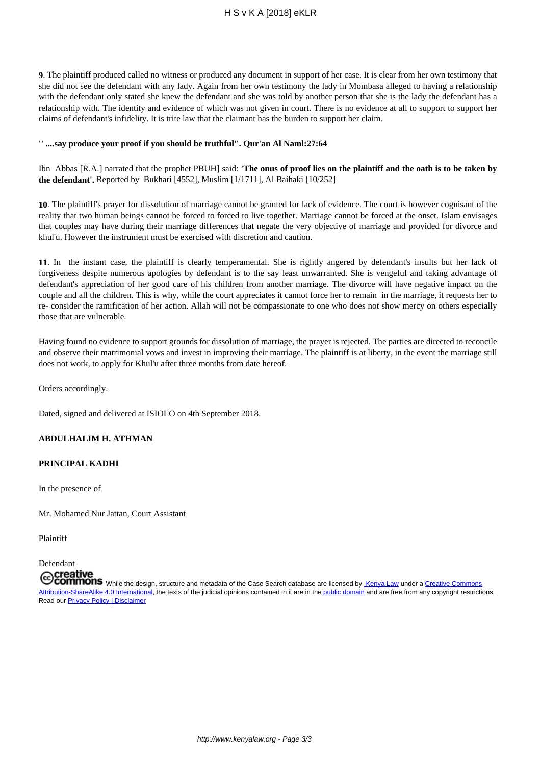**9**. The plaintiff produced called no witness or produced any document in support of her case. It is clear from her own testimony that she did not see the defendant with any lady. Again from her own testimony the lady in Mombasa alleged to having a relationship with the defendant only stated she knew the defendant and she was told by another person that she is the lady the defendant has a relationship with. The identity and evidence of which was not given in court. There is no evidence at all to support to support her claims of defendant's infidelity. It is trite law that the claimant has the burden to support her claim.

**'' ....say produce your proof if you should be truthful''. Qur'an Al Naml:27:64**

Ibn Abbas [R.A.] narrated that the prophet PBUH] said: **'The onus of proof lies on the plaintiff and the oath is to be taken by the defendant'.** Reported by Bukhari [4552], Muslim [1/1711], Al Baihaki [10/252]

**10**. The plaintiff's prayer for dissolution of marriage cannot be granted for lack of evidence. The court is however cognisant of the reality that two human beings cannot be forced to forced to live together. Marriage cannot be forced at the onset. Islam envisages that couples may have during their marriage differences that negate the very objective of marriage and provided for divorce and khul'u. However the instrument must be exercised with discretion and caution.

**11**. In the instant case, the plaintiff is clearly temperamental. She is rightly angered by defendant's insults but her lack of forgiveness despite numerous apologies by defendant is to the say least unwarranted. She is vengeful and taking advantage of defendant's appreciation of her good care of his children from another marriage. The divorce will have negative impact on the couple and all the children. This is why, while the court appreciates it cannot force her to remain in the marriage, it requests her to re- consider the ramification of her action. Allah will not be compassionate to one who does not show mercy on others especially those that are vulnerable.

Having found no evidence to support grounds for dissolution of marriage, the prayer is rejected. The parties are directed to reconcile and observe their matrimonial vows and invest in improving their marriage. The plaintiff is at liberty, in the event the marriage still does not work, to apply for Khul'u after three months from date hereof.

Orders accordingly.

Dated, signed and delivered at ISIOLO on 4th September 2018.

**ABDULHALIM H. ATHMAN**

**PRINCIPAL KADHI**

In the presence of

Mr. Mohamed Nur Jattan, Court Assistant

Plaintiff

Defendant

While the design, structure and metadata of the Case Search database are licensed by Kenya Law under a Creative Commons Attribution-ShareAlike 4.0 International, the texts of the judicial opinions contained in it are in the public domain and are free from any copyright restrictions. Read our Privacy Policy | Disclaimer